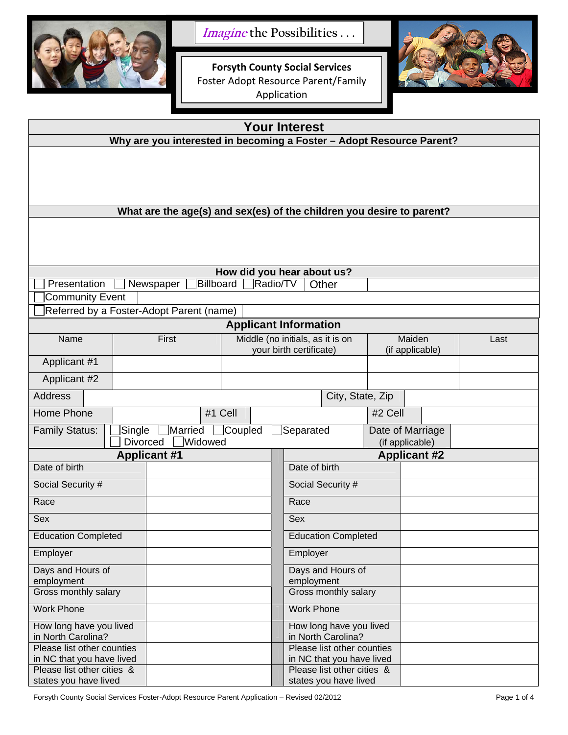*Imagine* the Possibilities . . .

**Forsyth County Social Services**
Foster Adopt Resource Parent/Family Application

## Your Interest

**Why are you interested in becoming a Foster – Adopt Resource Parent?**

**What are the age(s) and sex(es) of the children you desire to parent?**

**How did you hear about us?**

☐ Presentation ☐ Newspaper ☐ Billboard ☐ Radio/TV Other

☐ Community Event

☐ Referred by a Foster-Adopt Parent (name)

## Applicant Information

| Name | First | Middle (no initials, as it is on your birth certificate) | Maiden (if applicable) | Last |
|---|---|---|---|---|
| Applicant #1 | | | | |
| Applicant #2 | | | | |

| | | | |
|---|---|---|---|
| Address | | City, State, Zip | |

| | | | | | |
|---|---|---|---|---|---|
| Home Phone | | #1 Cell | | #2 Cell | |

Family Status: ☐ Single ☐ Married ☐ Coupled ☐ Separated ☐ Divorced ☐ Widowed — Date of Marriage (if applicable)

| Applicant #1 | | Applicant #2 | |
|---|---|---|---|
| Date of birth | | Date of birth | |
| Social Security # | | Social Security # | |
| Race | | Race | |
| Sex | | Sex | |
| Education Completed | | Education Completed | |
| Employer | | Employer | |
| Days and Hours of employment | | Days and Hours of employment | |
| Gross monthly salary | | Gross monthly salary | |
| Work Phone | | Work Phone | |
| How long have you lived in North Carolina? | | How long have you lived in North Carolina? | |
| Please list other counties in NC that you have lived | | Please list other counties in NC that you have lived | |
| Please list other cities & states you have lived | | Please list other cities & states you have lived | |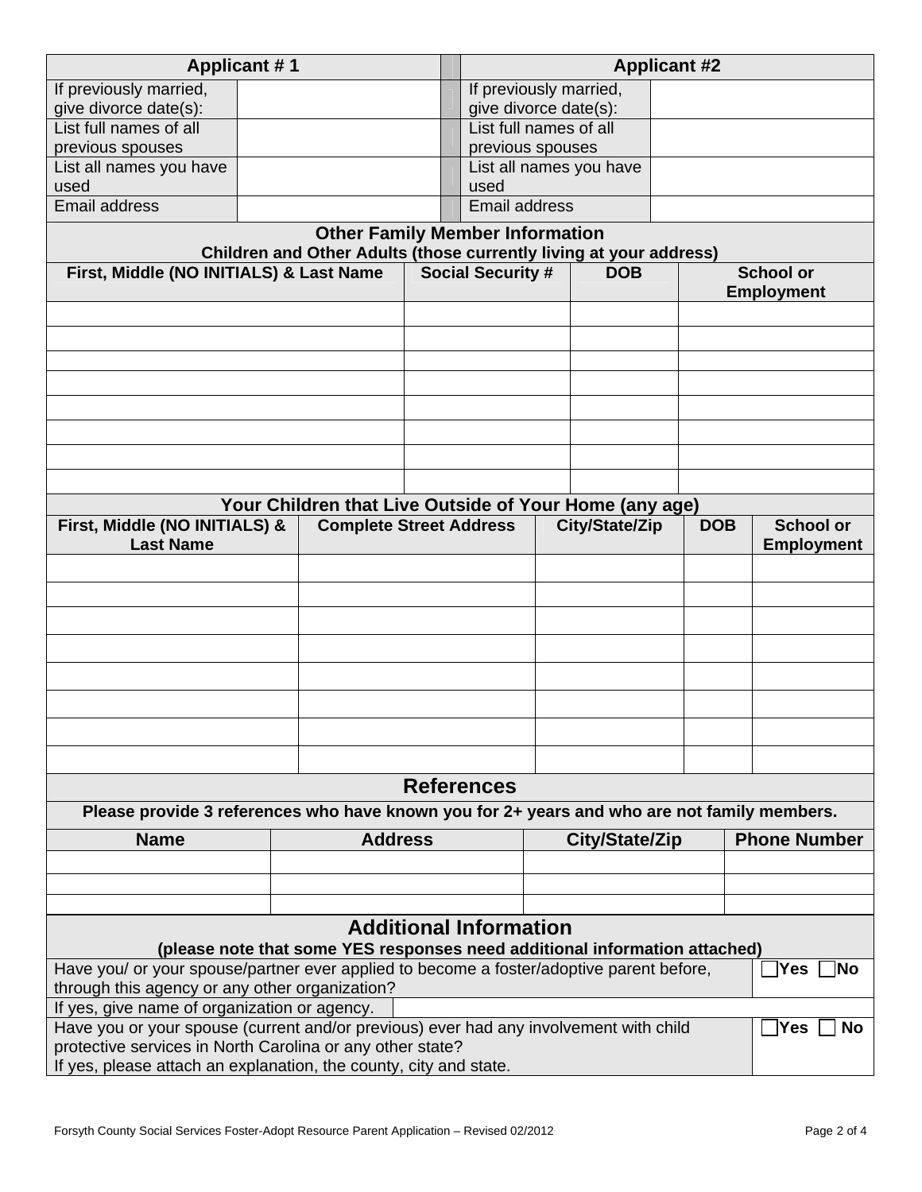| Applicant # 1 | | | Applicant #2 | |
|---|---|---|---|---|
| If previously married, give divorce date(s): | | | If previously married, give divorce date(s): | |
| List full names of all previous spouses | | | List full names of all previous spouses | |
| List all names you have used | | | List all names you have used | |
| Email address | | | Email address | |

## Other Family Member Information

**Children and Other Adults (those currently living at your address)**

| First, Middle (NO INITIALS) & Last Name | Social Security # | DOB | School or Employment |
|---|---|---|---|
| | | | |
| | | | |
| | | | |
| | | | |
| | | | |
| | | | |
| | | | |
| | | | |

## Your Children that Live Outside of Your Home (any age)

| First, Middle (NO INITIALS) & Last Name | Complete Street Address | City/State/Zip | DOB | School or Employment |
|---|---|---|---|---|
| | | | | |
| | | | | |
| | | | | |
| | | | | |
| | | | | |
| | | | | |
| | | | | |
| | | | | |

## References

**Please provide 3 references who have known you for 2+ years and who are not family members.**

| Name | Address | City/State/Zip | Phone Number |
|---|---|---|---|
| | | | |
| | | | |
| | | | |

## Additional Information

**(please note that some YES responses need additional information attached)**

| | | |
|---|---|---|
| Have you/ or your spouse/partner ever applied to become a foster/adoptive parent before, through this agency or any other organization? | | ☐Yes ☐No |
| If yes, give name of organization or agency. | | |
| Have you or your spouse (current and/or previous) ever had any involvement with child protective services in North Carolina or any other state? If yes, please attach an explanation, the county, city and state. | | ☐Yes ☐ No |

Forsyth County Social Services Foster-Adopt Resource Parent Application – Revised 02/2012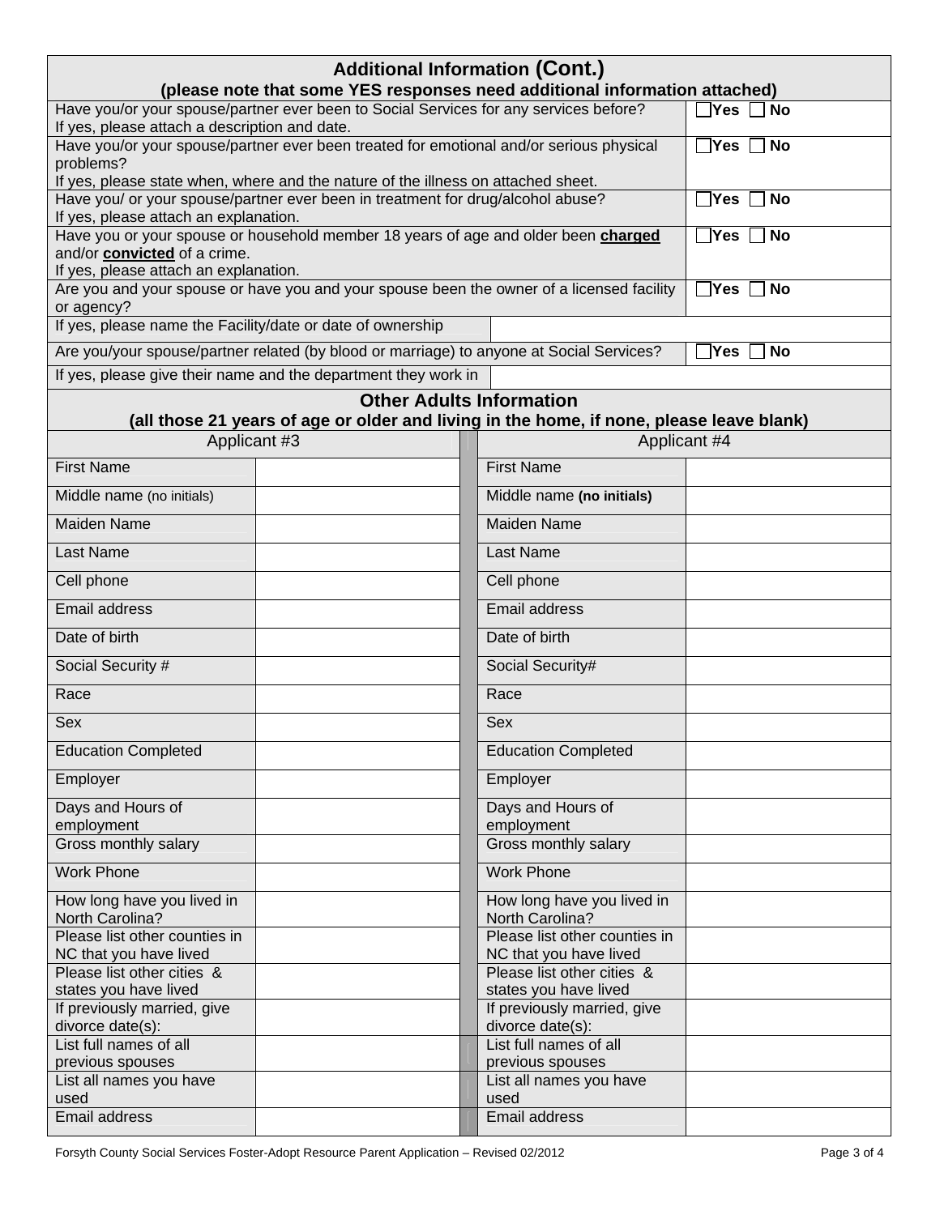## Additional Information (Cont.)

**(please note that some YES responses need additional information attached)**

| | |
|---|---|
| Have you/or your spouse/partner ever been to Social Services for any services before?<br>If yes, please attach a description and date. | ☐Yes ☐ No |
| Have you/or your spouse/partner ever been treated for emotional and/or serious physical problems?<br>If yes, please state when, where and the nature of the illness on attached sheet. | ☐Yes ☐ No |
| Have you/ or your spouse/partner ever been in treatment for drug/alcohol abuse?<br>If yes, please attach an explanation. | ☐Yes ☐ No |
| Have you or your spouse or household member 18 years of age and older been **charged** and/or **convicted** of a crime.<br>If yes, please attach an explanation. | ☐Yes ☐ No |
| Are you and your spouse or have you and your spouse been the owner of a licensed facility or agency? | ☐Yes ☐ No |
| If yes, please name the Facility/date or date of ownership | |
| Are you/your spouse/partner related (by blood or marriage) to anyone at Social Services? | ☐Yes ☐ No |
| If yes, please give their name and the department they work in | |

## Other Adults Information

**(all those 21 years of age or older and living in the home, if none, please leave blank)**

| Applicant #3 | | Applicant #4 | |
|---|---|---|---|
| First Name | | First Name | |
| Middle name (no initials) | | Middle name **(no initials)** | |
| Maiden Name | | Maiden Name | |
| Last Name | | Last Name | |
| Cell phone | | Cell phone | |
| Email address | | Email address | |
| Date of birth | | Date of birth | |
| Social Security # | | Social Security# | |
| Race | | Race | |
| Sex | | Sex | |
| Education Completed | | Education Completed | |
| Employer | | Employer | |
| Days and Hours of employment | | Days and Hours of employment | |
| Gross monthly salary | | Gross monthly salary | |
| Work Phone | | Work Phone | |
| How long have you lived in North Carolina? | | How long have you lived in North Carolina? | |
| Please list other counties in NC that you have lived | | Please list other counties in NC that you have lived | |
| Please list other cities & states you have lived | | Please list other cities & states you have lived | |
| If previously married, give divorce date(s): | | If previously married, give divorce date(s): | |
| List full names of all previous spouses | | List full names of all previous spouses | |
| List all names you have used | | List all names you have used | |
| Email address | | Email address | |

Forsyth County Social Services Foster-Adopt Resource Parent Application – Revised 02/2012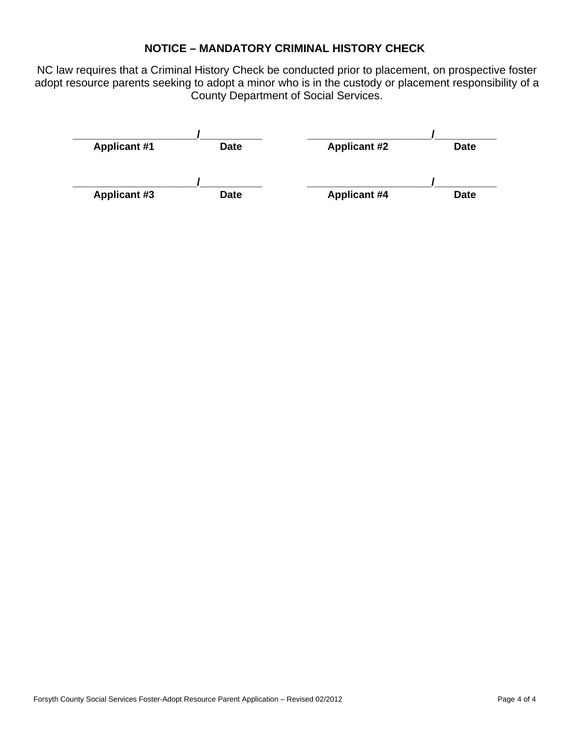## NOTICE – MANDATORY CRIMINAL HISTORY CHECK

NC law requires that a Criminal History Check be conducted prior to placement, on prospective foster adopt resource parents seeking to adopt a minor who is in the custody or placement responsibility of a County Department of Social Services.

| | | | |
|---|---|---|---|
| ______________________/ | ___________ | ______________________/ | ___________ |
| **Applicant #1** | **Date** | **Applicant #2** | **Date** |
| ______________________/ | ___________ | ______________________/ | ___________ |
| **Applicant #3** | **Date** | **Applicant #4** | **Date** |